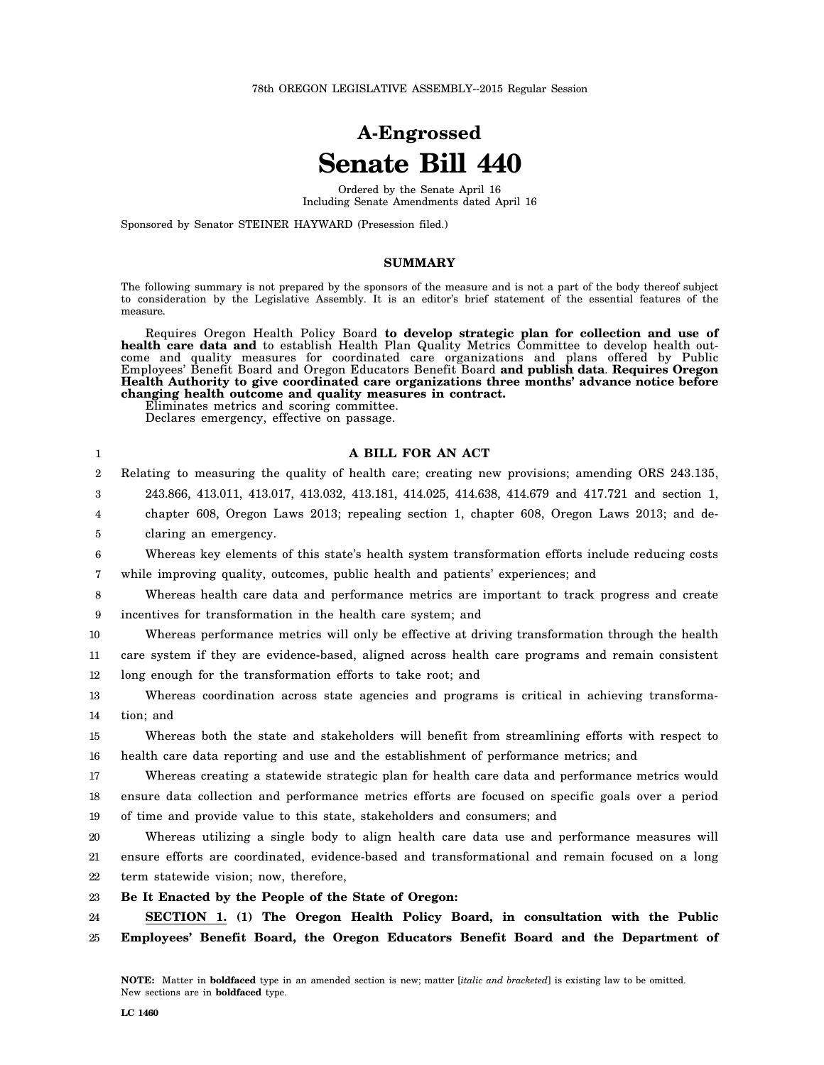78th OREGON LEGISLATIVE ASSEMBLY--2015 Regular Session

# A-Engrossed
# Senate Bill 440

Ordered by the Senate April 16
Including Senate Amendments dated April 16

Sponsored by Senator STEINER HAYWARD (Presession filed.)

## SUMMARY

The following summary is not prepared by the sponsors of the measure and is not a part of the body thereof subject to consideration by the Legislative Assembly. It is an editor's brief statement of the essential features of the measure.

Requires Oregon Health Policy Board **to develop strategic plan for collection and use of health care data and** to establish Health Plan Quality Metrics Committee to develop health outcome and quality measures for coordinated care organizations and plans offered by Public Employees' Benefit Board and Oregon Educators Benefit Board **and publish data**. **Requires Oregon Health Authority to give coordinated care organizations three months' advance notice before changing health outcome and quality measures in contract.**
Eliminates metrics and scoring committee.
Declares emergency, effective on passage.

## A BILL FOR AN ACT

Relating to measuring the quality of health care; creating new provisions; amending ORS 243.135, 243.866, 413.011, 413.017, 413.032, 413.181, 414.025, 414.638, 414.679 and 417.721 and section 1, chapter 608, Oregon Laws 2013; repealing section 1, chapter 608, Oregon Laws 2013; and declaring an emergency.

Whereas key elements of this state's health system transformation efforts include reducing costs while improving quality, outcomes, public health and patients' experiences; and

Whereas health care data and performance metrics are important to track progress and create incentives for transformation in the health care system; and

Whereas performance metrics will only be effective at driving transformation through the health care system if they are evidence-based, aligned across health care programs and remain consistent long enough for the transformation efforts to take root; and

Whereas coordination across state agencies and programs is critical in achieving transformation; and

Whereas both the state and stakeholders will benefit from streamlining efforts with respect to health care data reporting and use and the establishment of performance metrics; and

Whereas creating a statewide strategic plan for health care data and performance metrics would ensure data collection and performance metrics efforts are focused on specific goals over a period of time and provide value to this state, stakeholders and consumers; and

Whereas utilizing a single body to align health care data use and performance measures will ensure efforts are coordinated, evidence-based and transformational and remain focused on a long term statewide vision; now, therefore,

**Be It Enacted by the People of the State of Oregon:**

**SECTION 1. (1) The Oregon Health Policy Board, in consultation with the Public Employees' Benefit Board, the Oregon Educators Benefit Board and the Department of**

**NOTE:** Matter in **boldfaced** type in an amended section is new; matter [*italic and bracketed*] is existing law to be omitted. New sections are in **boldfaced** type.

LC 1460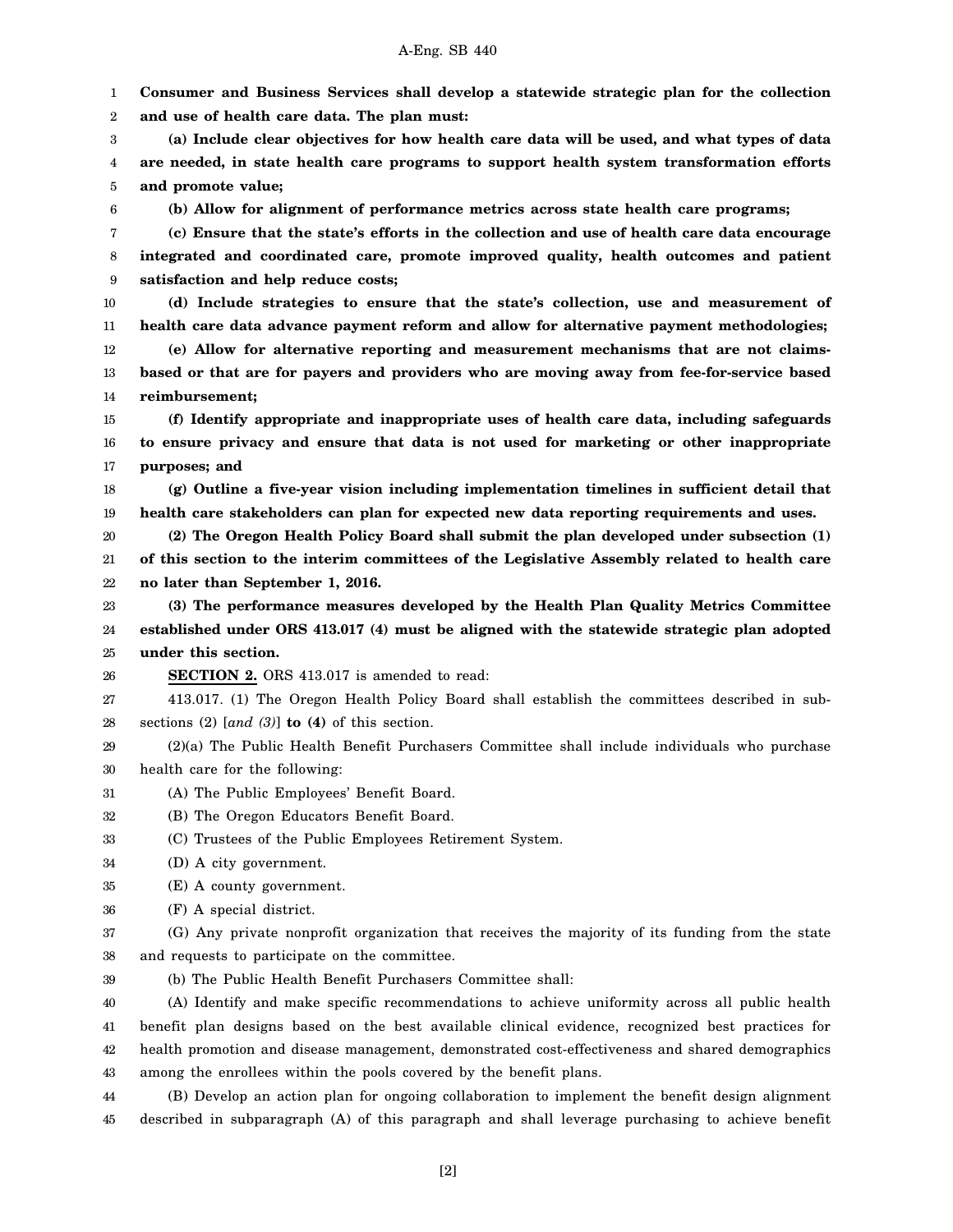**Consumer and Business Services shall develop a statewide strategic plan for the collection and use of health care data. The plan must:**

**(a) Include clear objectives for how health care data will be used, and what types of data are needed, in state health care programs to support health system transformation efforts and promote value;**

**(b) Allow for alignment of performance metrics across state health care programs;**

**(c) Ensure that the state's efforts in the collection and use of health care data encourage integrated and coordinated care, promote improved quality, health outcomes and patient satisfaction and help reduce costs;**

**(d) Include strategies to ensure that the state's collection, use and measurement of health care data advance payment reform and allow for alternative payment methodologies;**

**(e) Allow for alternative reporting and measurement mechanisms that are not claims-based or that are for payers and providers who are moving away from fee-for-service based reimbursement;**

**(f) Identify appropriate and inappropriate uses of health care data, including safeguards to ensure privacy and ensure that data is not used for marketing or other inappropriate purposes; and**

**(g) Outline a five-year vision including implementation timelines in sufficient detail that health care stakeholders can plan for expected new data reporting requirements and uses.**

**(2) The Oregon Health Policy Board shall submit the plan developed under subsection (1) of this section to the interim committees of the Legislative Assembly related to health care no later than September 1, 2016.**

**(3) The performance measures developed by the Health Plan Quality Metrics Committee established under ORS 413.017 (4) must be aligned with the statewide strategic plan adopted under this section.**

**SECTION 2.** ORS 413.017 is amended to read:

413.017. (1) The Oregon Health Policy Board shall establish the committees described in subsections (2) [*and (3)*] **to (4)** of this section.

(2)(a) The Public Health Benefit Purchasers Committee shall include individuals who purchase health care for the following:

(A) The Public Employees' Benefit Board.

(B) The Oregon Educators Benefit Board.

(C) Trustees of the Public Employees Retirement System.

(D) A city government.

(E) A county government.

(F) A special district.

(G) Any private nonprofit organization that receives the majority of its funding from the state and requests to participate on the committee.

(b) The Public Health Benefit Purchasers Committee shall:

(A) Identify and make specific recommendations to achieve uniformity across all public health benefit plan designs based on the best available clinical evidence, recognized best practices for health promotion and disease management, demonstrated cost-effectiveness and shared demographics among the enrollees within the pools covered by the benefit plans.

(B) Develop an action plan for ongoing collaboration to implement the benefit design alignment described in subparagraph (A) of this paragraph and shall leverage purchasing to achieve benefit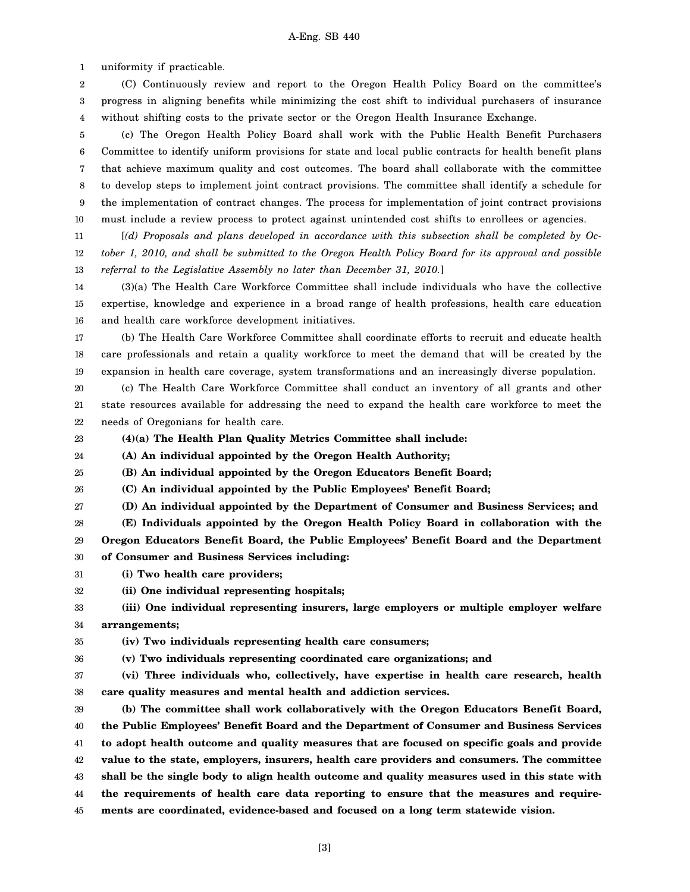uniformity if practicable.

(C) Continuously review and report to the Oregon Health Policy Board on the committee's progress in aligning benefits while minimizing the cost shift to individual purchasers of insurance without shifting costs to the private sector or the Oregon Health Insurance Exchange.

(c) The Oregon Health Policy Board shall work with the Public Health Benefit Purchasers Committee to identify uniform provisions for state and local public contracts for health benefit plans that achieve maximum quality and cost outcomes. The board shall collaborate with the committee to develop steps to implement joint contract provisions. The committee shall identify a schedule for the implementation of contract changes. The process for implementation of joint contract provisions must include a review process to protect against unintended cost shifts to enrollees or agencies.

[*(d) Proposals and plans developed in accordance with this subsection shall be completed by October 1, 2010, and shall be submitted to the Oregon Health Policy Board for its approval and possible referral to the Legislative Assembly no later than December 31, 2010.*]

(3)(a) The Health Care Workforce Committee shall include individuals who have the collective expertise, knowledge and experience in a broad range of health professions, health care education and health care workforce development initiatives.

(b) The Health Care Workforce Committee shall coordinate efforts to recruit and educate health care professionals and retain a quality workforce to meet the demand that will be created by the expansion in health care coverage, system transformations and an increasingly diverse population.

(c) The Health Care Workforce Committee shall conduct an inventory of all grants and other state resources available for addressing the need to expand the health care workforce to meet the needs of Oregonians for health care.

**(4)(a) The Health Plan Quality Metrics Committee shall include:**

**(A) An individual appointed by the Oregon Health Authority;**

**(B) An individual appointed by the Oregon Educators Benefit Board;**

**(C) An individual appointed by the Public Employees' Benefit Board;**

**(D) An individual appointed by the Department of Consumer and Business Services; and**

**(E) Individuals appointed by the Oregon Health Policy Board in collaboration with the Oregon Educators Benefit Board, the Public Employees' Benefit Board and the Department of Consumer and Business Services including:**

**(i) Two health care providers;**

**(ii) One individual representing hospitals;**

**(iii) One individual representing insurers, large employers or multiple employer welfare arrangements;**

**(iv) Two individuals representing health care consumers;**

**(v) Two individuals representing coordinated care organizations; and**

**(vi) Three individuals who, collectively, have expertise in health care research, health care quality measures and mental health and addiction services.**

**(b) The committee shall work collaboratively with the Oregon Educators Benefit Board, the Public Employees' Benefit Board and the Department of Consumer and Business Services to adopt health outcome and quality measures that are focused on specific goals and provide value to the state, employers, insurers, health care providers and consumers. The committee shall be the single body to align health outcome and quality measures used in this state with the requirements of health care data reporting to ensure that the measures and requirements are coordinated, evidence-based and focused on a long term statewide vision.**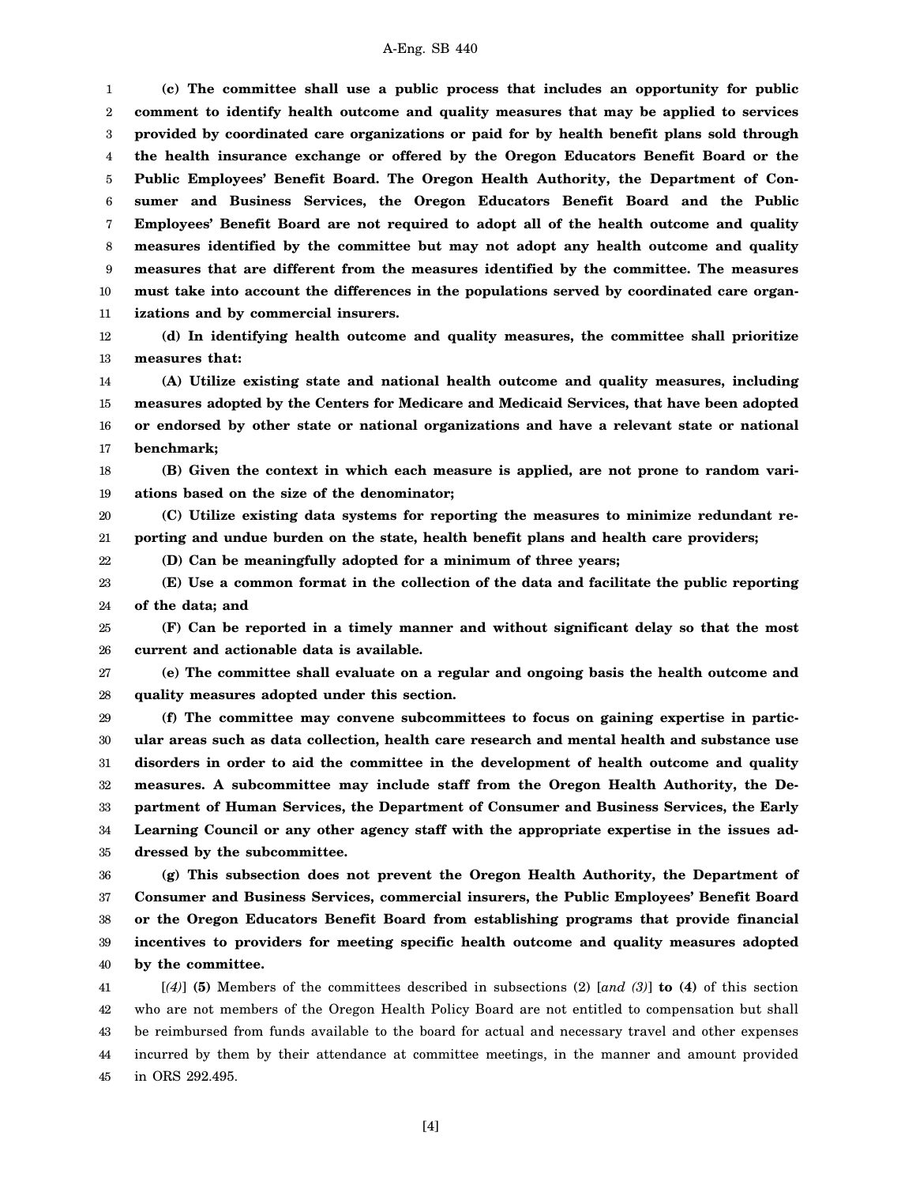**(c) The committee shall use a public process that includes an opportunity for public comment to identify health outcome and quality measures that may be applied to services provided by coordinated care organizations or paid for by health benefit plans sold through the health insurance exchange or offered by the Oregon Educators Benefit Board or the Public Employees' Benefit Board. The Oregon Health Authority, the Department of Consumer and Business Services, the Oregon Educators Benefit Board and the Public Employees' Benefit Board are not required to adopt all of the health outcome and quality measures identified by the committee but may not adopt any health outcome and quality measures that are different from the measures identified by the committee. The measures must take into account the differences in the populations served by coordinated care organizations and by commercial insurers.**

**(d) In identifying health outcome and quality measures, the committee shall prioritize measures that:**

**(A) Utilize existing state and national health outcome and quality measures, including measures adopted by the Centers for Medicare and Medicaid Services, that have been adopted or endorsed by other state or national organizations and have a relevant state or national benchmark;**

**(B) Given the context in which each measure is applied, are not prone to random variations based on the size of the denominator;**

**(C) Utilize existing data systems for reporting the measures to minimize redundant reporting and undue burden on the state, health benefit plans and health care providers;**

**(D) Can be meaningfully adopted for a minimum of three years;**

**(E) Use a common format in the collection of the data and facilitate the public reporting of the data; and**

**(F) Can be reported in a timely manner and without significant delay so that the most current and actionable data is available.**

**(e) The committee shall evaluate on a regular and ongoing basis the health outcome and quality measures adopted under this section.**

**(f) The committee may convene subcommittees to focus on gaining expertise in particular areas such as data collection, health care research and mental health and substance use disorders in order to aid the committee in the development of health outcome and quality measures. A subcommittee may include staff from the Oregon Health Authority, the Department of Human Services, the Department of Consumer and Business Services, the Early Learning Council or any other agency staff with the appropriate expertise in the issues addressed by the subcommittee.**

**(g) This subsection does not prevent the Oregon Health Authority, the Department of Consumer and Business Services, commercial insurers, the Public Employees' Benefit Board or the Oregon Educators Benefit Board from establishing programs that provide financial incentives to providers for meeting specific health outcome and quality measures adopted by the committee.**

[*(4)*] **(5)** Members of the committees described in subsections (2) [*and (3)*] **to (4)** of this section who are not members of the Oregon Health Policy Board are not entitled to compensation but shall be reimbursed from funds available to the board for actual and necessary travel and other expenses incurred by them by their attendance at committee meetings, in the manner and amount provided in ORS 292.495.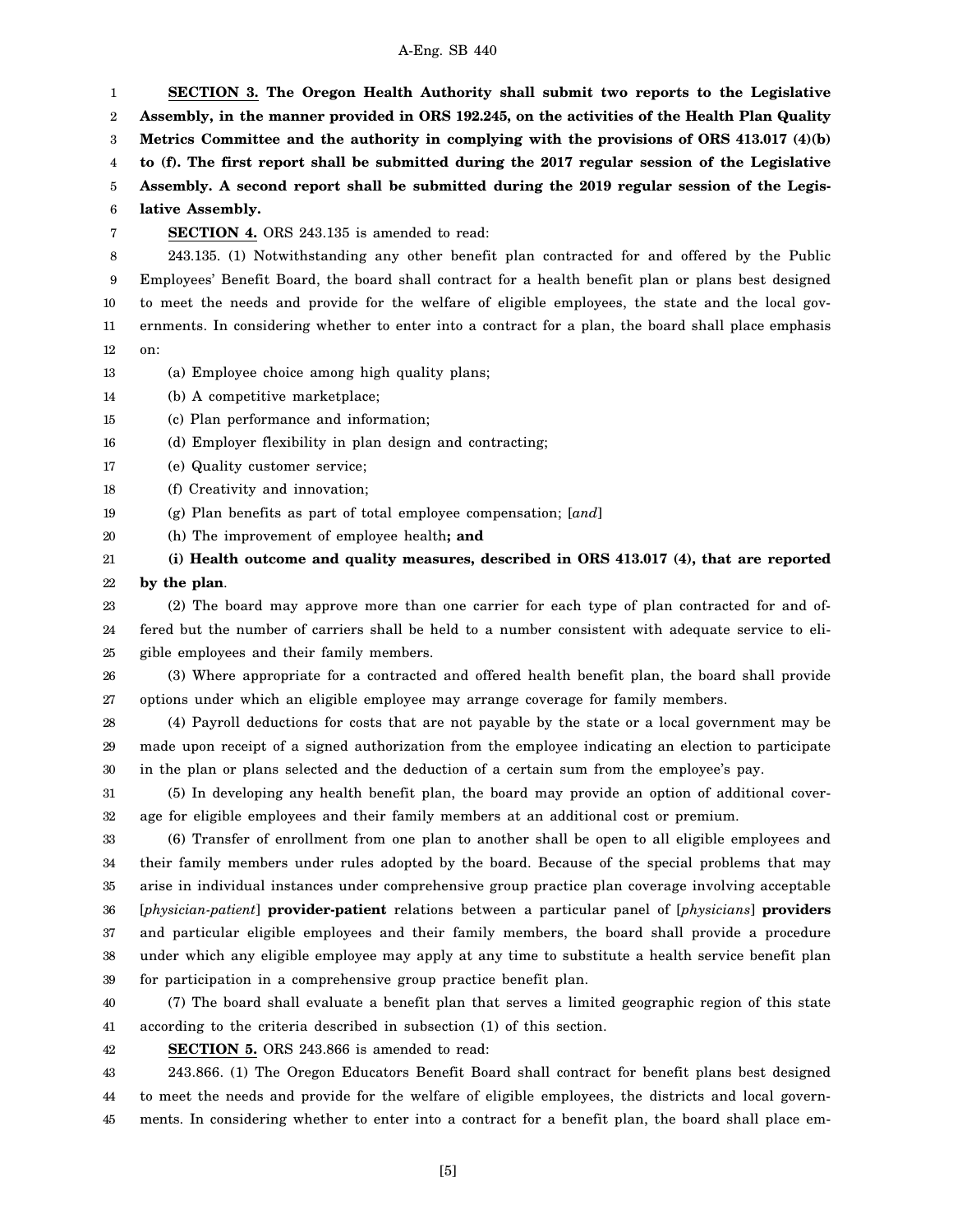**SECTION 3. The Oregon Health Authority shall submit two reports to the Legislative Assembly, in the manner provided in ORS 192.245, on the activities of the Health Plan Quality Metrics Committee and the authority in complying with the provisions of ORS 413.017 (4)(b) to (f). The first report shall be submitted during the 2017 regular session of the Legislative Assembly. A second report shall be submitted during the 2019 regular session of the Legislative Assembly.**

**SECTION 4.** ORS 243.135 is amended to read:

243.135. (1) Notwithstanding any other benefit plan contracted for and offered by the Public Employees' Benefit Board, the board shall contract for a health benefit plan or plans best designed to meet the needs and provide for the welfare of eligible employees, the state and the local governments. In considering whether to enter into a contract for a plan, the board shall place emphasis on:

(a) Employee choice among high quality plans;

(b) A competitive marketplace;

(c) Plan performance and information;

(d) Employer flexibility in plan design and contracting;

(e) Quality customer service;

(f) Creativity and innovation;

(g) Plan benefits as part of total employee compensation; [*and*]

(h) The improvement of employee health**; and**

**(i) Health outcome and quality measures, described in ORS 413.017 (4), that are reported by the plan**.

(2) The board may approve more than one carrier for each type of plan contracted for and offered but the number of carriers shall be held to a number consistent with adequate service to eligible employees and their family members.

(3) Where appropriate for a contracted and offered health benefit plan, the board shall provide options under which an eligible employee may arrange coverage for family members.

(4) Payroll deductions for costs that are not payable by the state or a local government may be made upon receipt of a signed authorization from the employee indicating an election to participate in the plan or plans selected and the deduction of a certain sum from the employee's pay.

(5) In developing any health benefit plan, the board may provide an option of additional coverage for eligible employees and their family members at an additional cost or premium.

(6) Transfer of enrollment from one plan to another shall be open to all eligible employees and their family members under rules adopted by the board. Because of the special problems that may arise in individual instances under comprehensive group practice plan coverage involving acceptable [*physician-patient*] **provider-patient** relations between a particular panel of [*physicians*] **providers** and particular eligible employees and their family members, the board shall provide a procedure under which any eligible employee may apply at any time to substitute a health service benefit plan for participation in a comprehensive group practice benefit plan.

(7) The board shall evaluate a benefit plan that serves a limited geographic region of this state according to the criteria described in subsection (1) of this section.

**SECTION 5.** ORS 243.866 is amended to read:

243.866. (1) The Oregon Educators Benefit Board shall contract for benefit plans best designed to meet the needs and provide for the welfare of eligible employees, the districts and local governments. In considering whether to enter into a contract for a benefit plan, the board shall place em-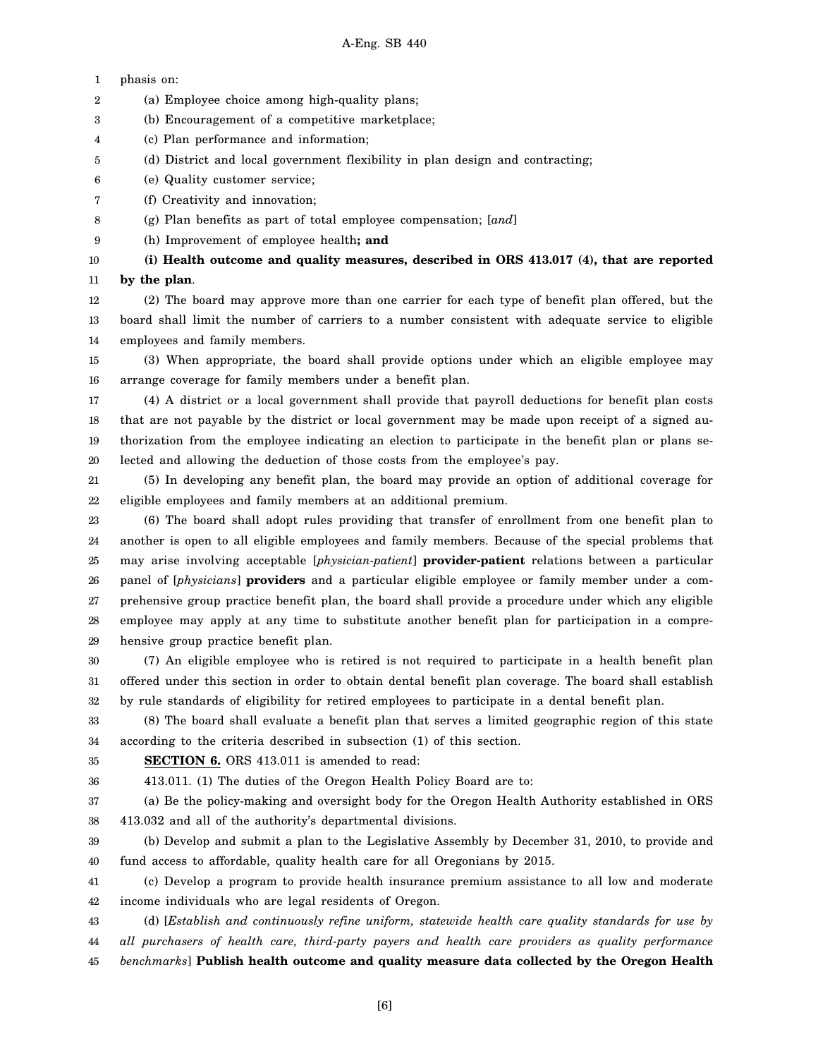phasis on:

(a) Employee choice among high-quality plans;

(b) Encouragement of a competitive marketplace;

(c) Plan performance and information;

(d) District and local government flexibility in plan design and contracting;

(e) Quality customer service;

(f) Creativity and innovation;

(g) Plan benefits as part of total employee compensation; [*and*]

(h) Improvement of employee health**; and**

**(i) Health outcome and quality measures, described in ORS 413.017 (4), that are reported by the plan**.

(2) The board may approve more than one carrier for each type of benefit plan offered, but the board shall limit the number of carriers to a number consistent with adequate service to eligible employees and family members.

(3) When appropriate, the board shall provide options under which an eligible employee may arrange coverage for family members under a benefit plan.

(4) A district or a local government shall provide that payroll deductions for benefit plan costs that are not payable by the district or local government may be made upon receipt of a signed authorization from the employee indicating an election to participate in the benefit plan or plans selected and allowing the deduction of those costs from the employee's pay.

(5) In developing any benefit plan, the board may provide an option of additional coverage for eligible employees and family members at an additional premium.

(6) The board shall adopt rules providing that transfer of enrollment from one benefit plan to another is open to all eligible employees and family members. Because of the special problems that may arise involving acceptable [*physician-patient*] **provider-patient** relations between a particular panel of [*physicians*] **providers** and a particular eligible employee or family member under a comprehensive group practice benefit plan, the board shall provide a procedure under which any eligible employee may apply at any time to substitute another benefit plan for participation in a comprehensive group practice benefit plan.

(7) An eligible employee who is retired is not required to participate in a health benefit plan offered under this section in order to obtain dental benefit plan coverage. The board shall establish by rule standards of eligibility for retired employees to participate in a dental benefit plan.

(8) The board shall evaluate a benefit plan that serves a limited geographic region of this state according to the criteria described in subsection (1) of this section.

**SECTION 6.** ORS 413.011 is amended to read:

413.011. (1) The duties of the Oregon Health Policy Board are to:

(a) Be the policy-making and oversight body for the Oregon Health Authority established in ORS 413.032 and all of the authority's departmental divisions.

(b) Develop and submit a plan to the Legislative Assembly by December 31, 2010, to provide and fund access to affordable, quality health care for all Oregonians by 2015.

(c) Develop a program to provide health insurance premium assistance to all low and moderate income individuals who are legal residents of Oregon.

(d) [*Establish and continuously refine uniform, statewide health care quality standards for use by all purchasers of health care, third-party payers and health care providers as quality performance benchmarks*] **Publish health outcome and quality measure data collected by the Oregon Health**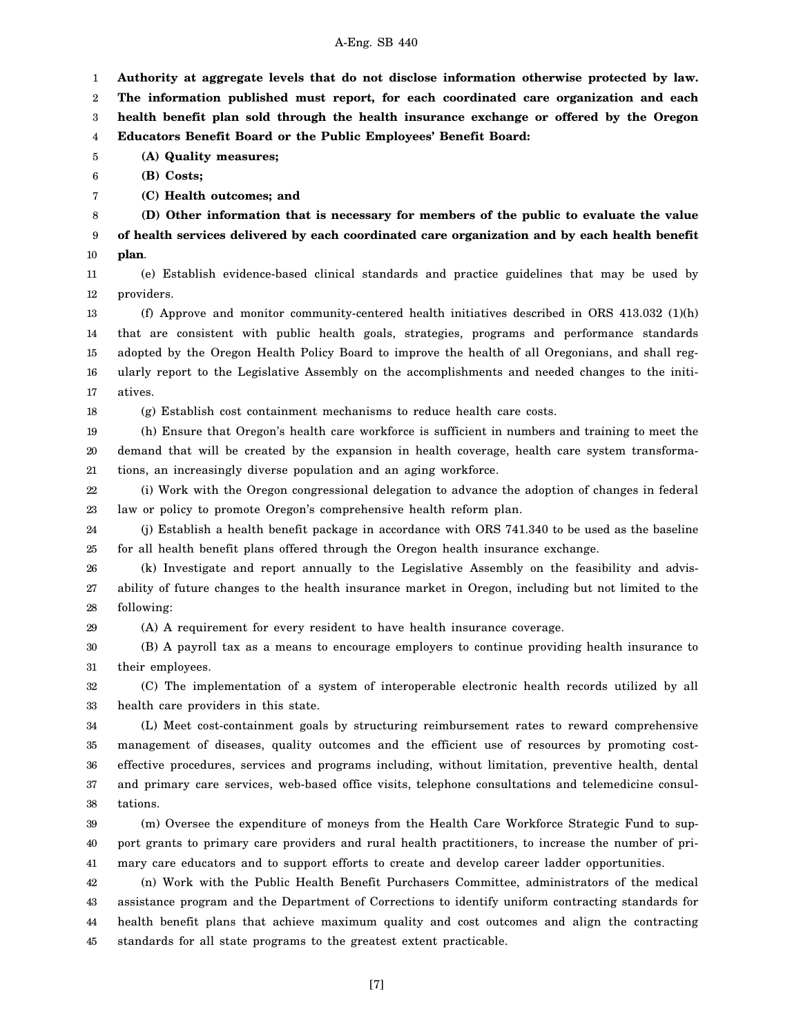**Authority at aggregate levels that do not disclose information otherwise protected by law. The information published must report, for each coordinated care organization and each health benefit plan sold through the health insurance exchange or offered by the Oregon Educators Benefit Board or the Public Employees' Benefit Board:**

**(A) Quality measures;**

**(B) Costs;**

**(C) Health outcomes; and**

**(D) Other information that is necessary for members of the public to evaluate the value of health services delivered by each coordinated care organization and by each health benefit plan**.

(e) Establish evidence-based clinical standards and practice guidelines that may be used by providers.

(f) Approve and monitor community-centered health initiatives described in ORS 413.032 (1)(h) that are consistent with public health goals, strategies, programs and performance standards adopted by the Oregon Health Policy Board to improve the health of all Oregonians, and shall regularly report to the Legislative Assembly on the accomplishments and needed changes to the initiatives.

(g) Establish cost containment mechanisms to reduce health care costs.

(h) Ensure that Oregon's health care workforce is sufficient in numbers and training to meet the demand that will be created by the expansion in health coverage, health care system transformations, an increasingly diverse population and an aging workforce.

(i) Work with the Oregon congressional delegation to advance the adoption of changes in federal law or policy to promote Oregon's comprehensive health reform plan.

(j) Establish a health benefit package in accordance with ORS 741.340 to be used as the baseline for all health benefit plans offered through the Oregon health insurance exchange.

(k) Investigate and report annually to the Legislative Assembly on the feasibility and advisability of future changes to the health insurance market in Oregon, including but not limited to the following:

(A) A requirement for every resident to have health insurance coverage.

(B) A payroll tax as a means to encourage employers to continue providing health insurance to their employees.

(C) The implementation of a system of interoperable electronic health records utilized by all health care providers in this state.

(L) Meet cost-containment goals by structuring reimbursement rates to reward comprehensive management of diseases, quality outcomes and the efficient use of resources by promoting cost-effective procedures, services and programs including, without limitation, preventive health, dental and primary care services, web-based office visits, telephone consultations and telemedicine consultations.

(m) Oversee the expenditure of moneys from the Health Care Workforce Strategic Fund to support grants to primary care providers and rural health practitioners, to increase the number of primary care educators and to support efforts to create and develop career ladder opportunities.

(n) Work with the Public Health Benefit Purchasers Committee, administrators of the medical assistance program and the Department of Corrections to identify uniform contracting standards for health benefit plans that achieve maximum quality and cost outcomes and align the contracting standards for all state programs to the greatest extent practicable.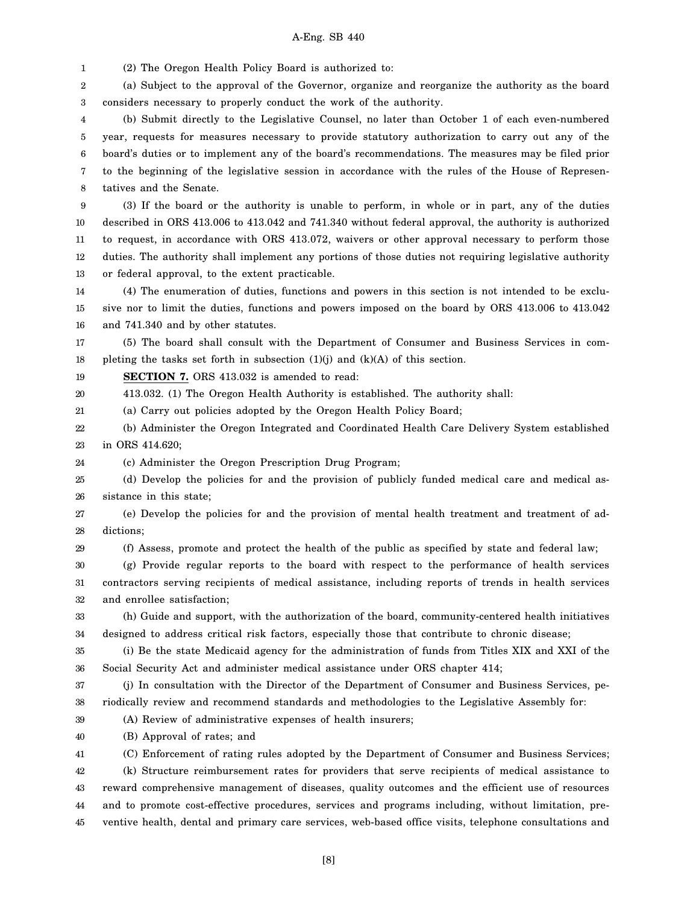(2) The Oregon Health Policy Board is authorized to:

(a) Subject to the approval of the Governor, organize and reorganize the authority as the board considers necessary to properly conduct the work of the authority.

(b) Submit directly to the Legislative Counsel, no later than October 1 of each even-numbered year, requests for measures necessary to provide statutory authorization to carry out any of the board's duties or to implement any of the board's recommendations. The measures may be filed prior to the beginning of the legislative session in accordance with the rules of the House of Representatives and the Senate.

(3) If the board or the authority is unable to perform, in whole or in part, any of the duties described in ORS 413.006 to 413.042 and 741.340 without federal approval, the authority is authorized to request, in accordance with ORS 413.072, waivers or other approval necessary to perform those duties. The authority shall implement any portions of those duties not requiring legislative authority or federal approval, to the extent practicable.

(4) The enumeration of duties, functions and powers in this section is not intended to be exclusive nor to limit the duties, functions and powers imposed on the board by ORS 413.006 to 413.042 and 741.340 and by other statutes.

(5) The board shall consult with the Department of Consumer and Business Services in completing the tasks set forth in subsection (1)(j) and (k)(A) of this section.

**SECTION 7.** ORS 413.032 is amended to read:

413.032. (1) The Oregon Health Authority is established. The authority shall:

(a) Carry out policies adopted by the Oregon Health Policy Board;

(b) Administer the Oregon Integrated and Coordinated Health Care Delivery System established in ORS 414.620;

(c) Administer the Oregon Prescription Drug Program;

(d) Develop the policies for and the provision of publicly funded medical care and medical assistance in this state;

(e) Develop the policies for and the provision of mental health treatment and treatment of addictions;

(f) Assess, promote and protect the health of the public as specified by state and federal law;

(g) Provide regular reports to the board with respect to the performance of health services contractors serving recipients of medical assistance, including reports of trends in health services and enrollee satisfaction;

(h) Guide and support, with the authorization of the board, community-centered health initiatives designed to address critical risk factors, especially those that contribute to chronic disease;

(i) Be the state Medicaid agency for the administration of funds from Titles XIX and XXI of the Social Security Act and administer medical assistance under ORS chapter 414;

(j) In consultation with the Director of the Department of Consumer and Business Services, periodically review and recommend standards and methodologies to the Legislative Assembly for:

(A) Review of administrative expenses of health insurers;

(B) Approval of rates; and

(C) Enforcement of rating rules adopted by the Department of Consumer and Business Services;

(k) Structure reimbursement rates for providers that serve recipients of medical assistance to reward comprehensive management of diseases, quality outcomes and the efficient use of resources and to promote cost-effective procedures, services and programs including, without limitation, preventive health, dental and primary care services, web-based office visits, telephone consultations and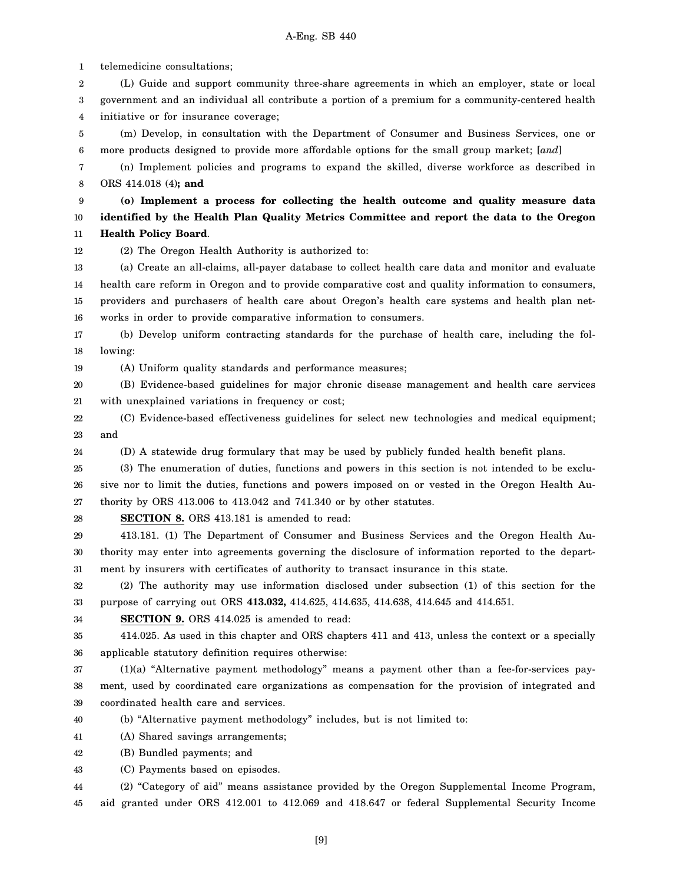telemedicine consultations;

(L) Guide and support community three-share agreements in which an employer, state or local government and an individual all contribute a portion of a premium for a community-centered health initiative or for insurance coverage;

(m) Develop, in consultation with the Department of Consumer and Business Services, one or more products designed to provide more affordable options for the small group market; [*and*]

(n) Implement policies and programs to expand the skilled, diverse workforce as described in ORS 414.018 (4)**; and**

**(o) Implement a process for collecting the health outcome and quality measure data identified by the Health Plan Quality Metrics Committee and report the data to the Oregon Health Policy Board**.

(2) The Oregon Health Authority is authorized to:

(a) Create an all-claims, all-payer database to collect health care data and monitor and evaluate health care reform in Oregon and to provide comparative cost and quality information to consumers, providers and purchasers of health care about Oregon's health care systems and health plan networks in order to provide comparative information to consumers.

(b) Develop uniform contracting standards for the purchase of health care, including the following:

(A) Uniform quality standards and performance measures;

(B) Evidence-based guidelines for major chronic disease management and health care services with unexplained variations in frequency or cost;

(C) Evidence-based effectiveness guidelines for select new technologies and medical equipment; and

(D) A statewide drug formulary that may be used by publicly funded health benefit plans.

(3) The enumeration of duties, functions and powers in this section is not intended to be exclusive nor to limit the duties, functions and powers imposed on or vested in the Oregon Health Authority by ORS 413.006 to 413.042 and 741.340 or by other statutes.

**SECTION 8.** ORS 413.181 is amended to read:

413.181. (1) The Department of Consumer and Business Services and the Oregon Health Authority may enter into agreements governing the disclosure of information reported to the department by insurers with certificates of authority to transact insurance in this state.

(2) The authority may use information disclosed under subsection (1) of this section for the purpose of carrying out ORS **413.032,** 414.625, 414.635, 414.638, 414.645 and 414.651.

**SECTION 9.** ORS 414.025 is amended to read:

414.025. As used in this chapter and ORS chapters 411 and 413, unless the context or a specially applicable statutory definition requires otherwise:

(1)(a) "Alternative payment methodology" means a payment other than a fee-for-services payment, used by coordinated care organizations as compensation for the provision of integrated and coordinated health care and services.

(b) "Alternative payment methodology" includes, but is not limited to:

(A) Shared savings arrangements;

(B) Bundled payments; and

(C) Payments based on episodes.

(2) "Category of aid" means assistance provided by the Oregon Supplemental Income Program, aid granted under ORS 412.001 to 412.069 and 418.647 or federal Supplemental Security Income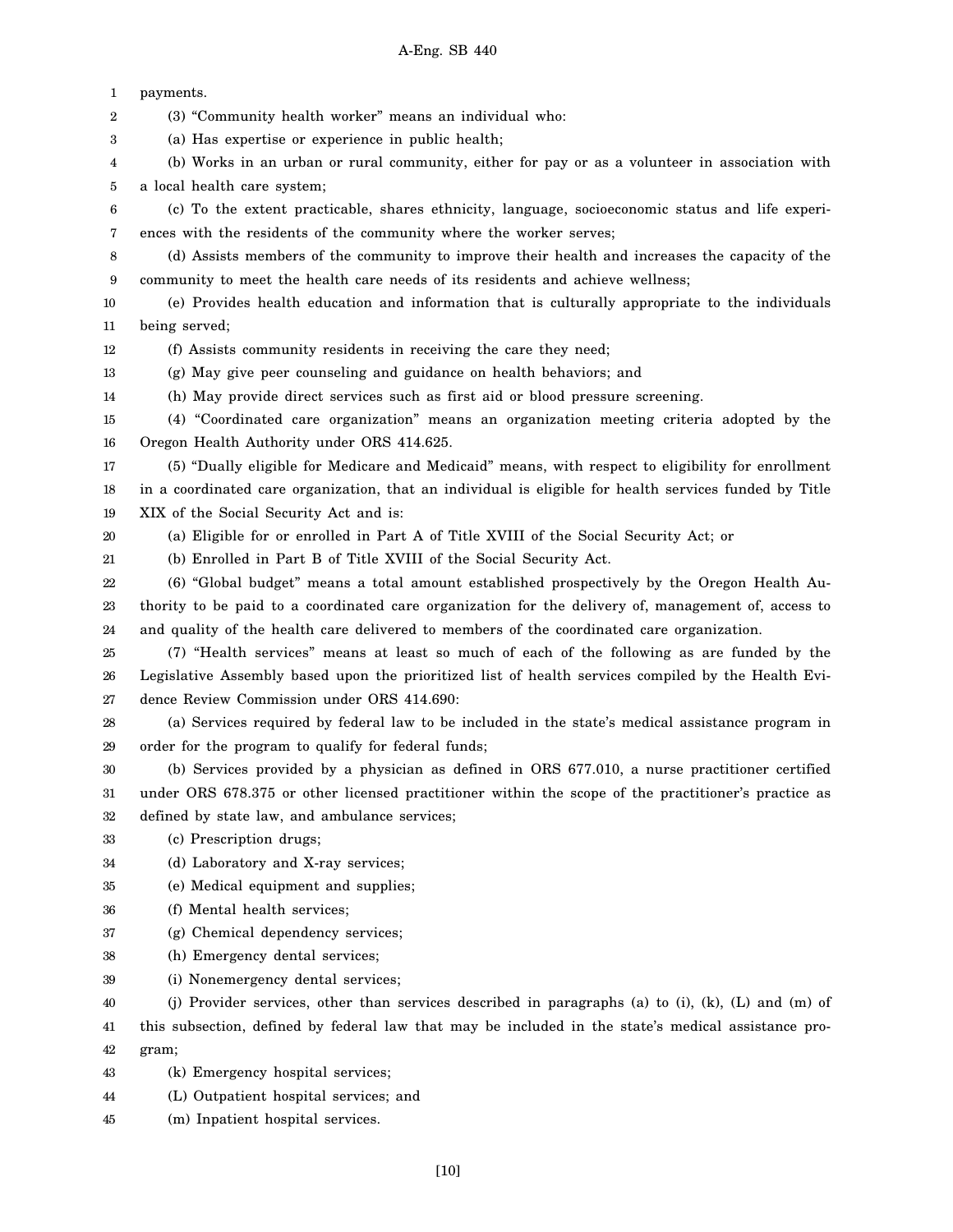payments.

(3) "Community health worker" means an individual who:

(a) Has expertise or experience in public health;

(b) Works in an urban or rural community, either for pay or as a volunteer in association with a local health care system;

(c) To the extent practicable, shares ethnicity, language, socioeconomic status and life experiences with the residents of the community where the worker serves;

(d) Assists members of the community to improve their health and increases the capacity of the community to meet the health care needs of its residents and achieve wellness;

(e) Provides health education and information that is culturally appropriate to the individuals being served;

(f) Assists community residents in receiving the care they need;

(g) May give peer counseling and guidance on health behaviors; and

(h) May provide direct services such as first aid or blood pressure screening.

(4) "Coordinated care organization" means an organization meeting criteria adopted by the Oregon Health Authority under ORS 414.625.

(5) "Dually eligible for Medicare and Medicaid" means, with respect to eligibility for enrollment in a coordinated care organization, that an individual is eligible for health services funded by Title XIX of the Social Security Act and is:

(a) Eligible for or enrolled in Part A of Title XVIII of the Social Security Act; or

(b) Enrolled in Part B of Title XVIII of the Social Security Act.

(6) "Global budget" means a total amount established prospectively by the Oregon Health Authority to be paid to a coordinated care organization for the delivery of, management of, access to and quality of the health care delivered to members of the coordinated care organization.

(7) "Health services" means at least so much of each of the following as are funded by the Legislative Assembly based upon the prioritized list of health services compiled by the Health Evidence Review Commission under ORS 414.690:

(a) Services required by federal law to be included in the state's medical assistance program in order for the program to qualify for federal funds;

(b) Services provided by a physician as defined in ORS 677.010, a nurse practitioner certified under ORS 678.375 or other licensed practitioner within the scope of the practitioner's practice as defined by state law, and ambulance services;

(c) Prescription drugs;

(d) Laboratory and X-ray services;

(e) Medical equipment and supplies;

(f) Mental health services;

(g) Chemical dependency services;

(h) Emergency dental services;

(i) Nonemergency dental services;

(j) Provider services, other than services described in paragraphs (a) to (i), (k), (L) and (m) of this subsection, defined by federal law that may be included in the state's medical assistance program;

(k) Emergency hospital services;

(L) Outpatient hospital services; and

(m) Inpatient hospital services.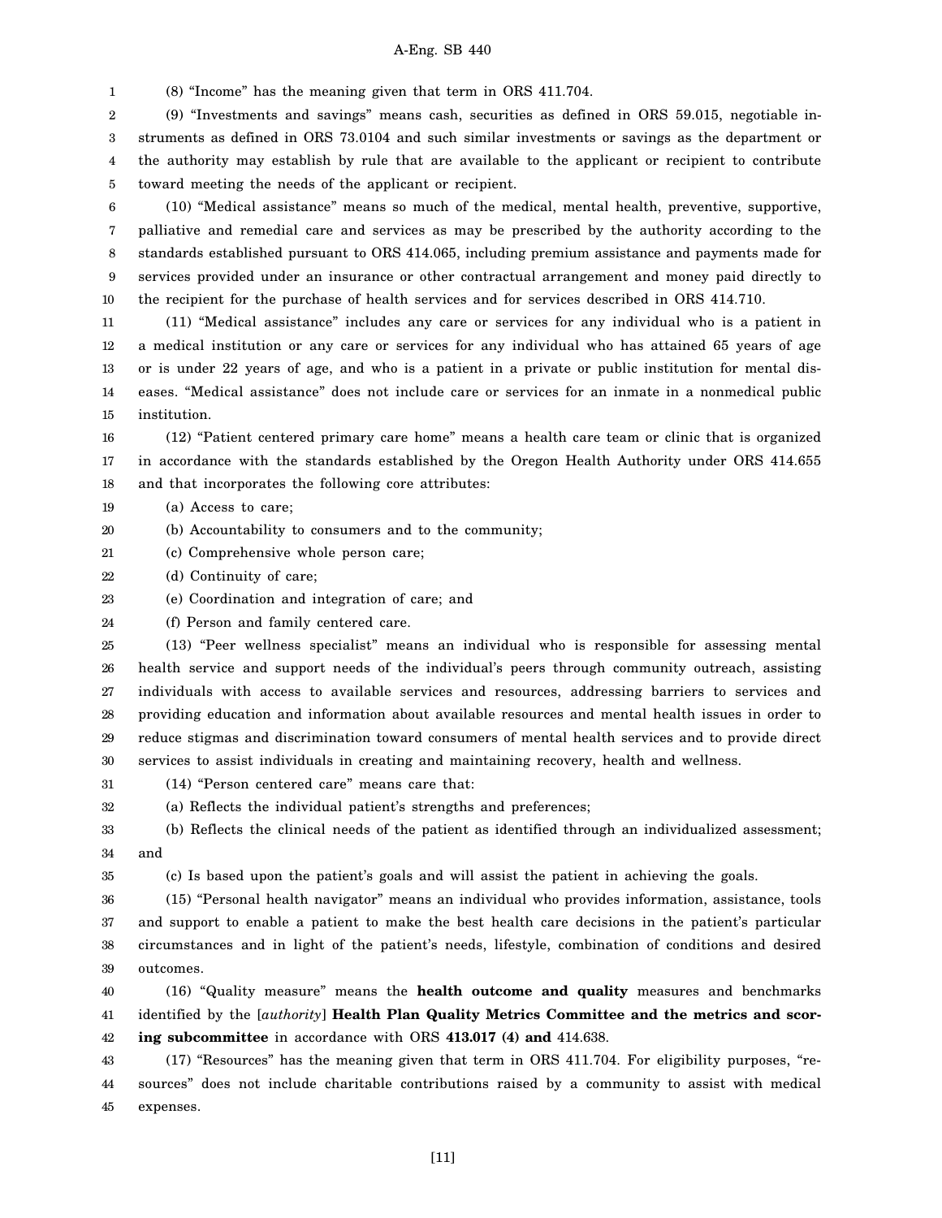(8) "Income" has the meaning given that term in ORS 411.704.

(9) "Investments and savings" means cash, securities as defined in ORS 59.015, negotiable instruments as defined in ORS 73.0104 and such similar investments or savings as the department or the authority may establish by rule that are available to the applicant or recipient to contribute toward meeting the needs of the applicant or recipient.

(10) "Medical assistance" means so much of the medical, mental health, preventive, supportive, palliative and remedial care and services as may be prescribed by the authority according to the standards established pursuant to ORS 414.065, including premium assistance and payments made for services provided under an insurance or other contractual arrangement and money paid directly to the recipient for the purchase of health services and for services described in ORS 414.710.

(11) "Medical assistance" includes any care or services for any individual who is a patient in a medical institution or any care or services for any individual who has attained 65 years of age or is under 22 years of age, and who is a patient in a private or public institution for mental diseases. "Medical assistance" does not include care or services for an inmate in a nonmedical public institution.

(12) "Patient centered primary care home" means a health care team or clinic that is organized in accordance with the standards established by the Oregon Health Authority under ORS 414.655 and that incorporates the following core attributes:

(a) Access to care;

(b) Accountability to consumers and to the community;

(c) Comprehensive whole person care;

(d) Continuity of care;

(e) Coordination and integration of care; and

(f) Person and family centered care.

(13) "Peer wellness specialist" means an individual who is responsible for assessing mental health service and support needs of the individual's peers through community outreach, assisting individuals with access to available services and resources, addressing barriers to services and providing education and information about available resources and mental health issues in order to reduce stigmas and discrimination toward consumers of mental health services and to provide direct services to assist individuals in creating and maintaining recovery, health and wellness.

(14) "Person centered care" means care that:

(a) Reflects the individual patient's strengths and preferences;

(b) Reflects the clinical needs of the patient as identified through an individualized assessment; and

(c) Is based upon the patient's goals and will assist the patient in achieving the goals.

(15) "Personal health navigator" means an individual who provides information, assistance, tools and support to enable a patient to make the best health care decisions in the patient's particular circumstances and in light of the patient's needs, lifestyle, combination of conditions and desired outcomes.

(16) "Quality measure" means the **health outcome and quality** measures and benchmarks identified by the [*authority*] **Health Plan Quality Metrics Committee and the metrics and scoring subcommittee** in accordance with ORS **413.017 (4) and** 414.638.

(17) "Resources" has the meaning given that term in ORS 411.704. For eligibility purposes, "resources" does not include charitable contributions raised by a community to assist with medical expenses.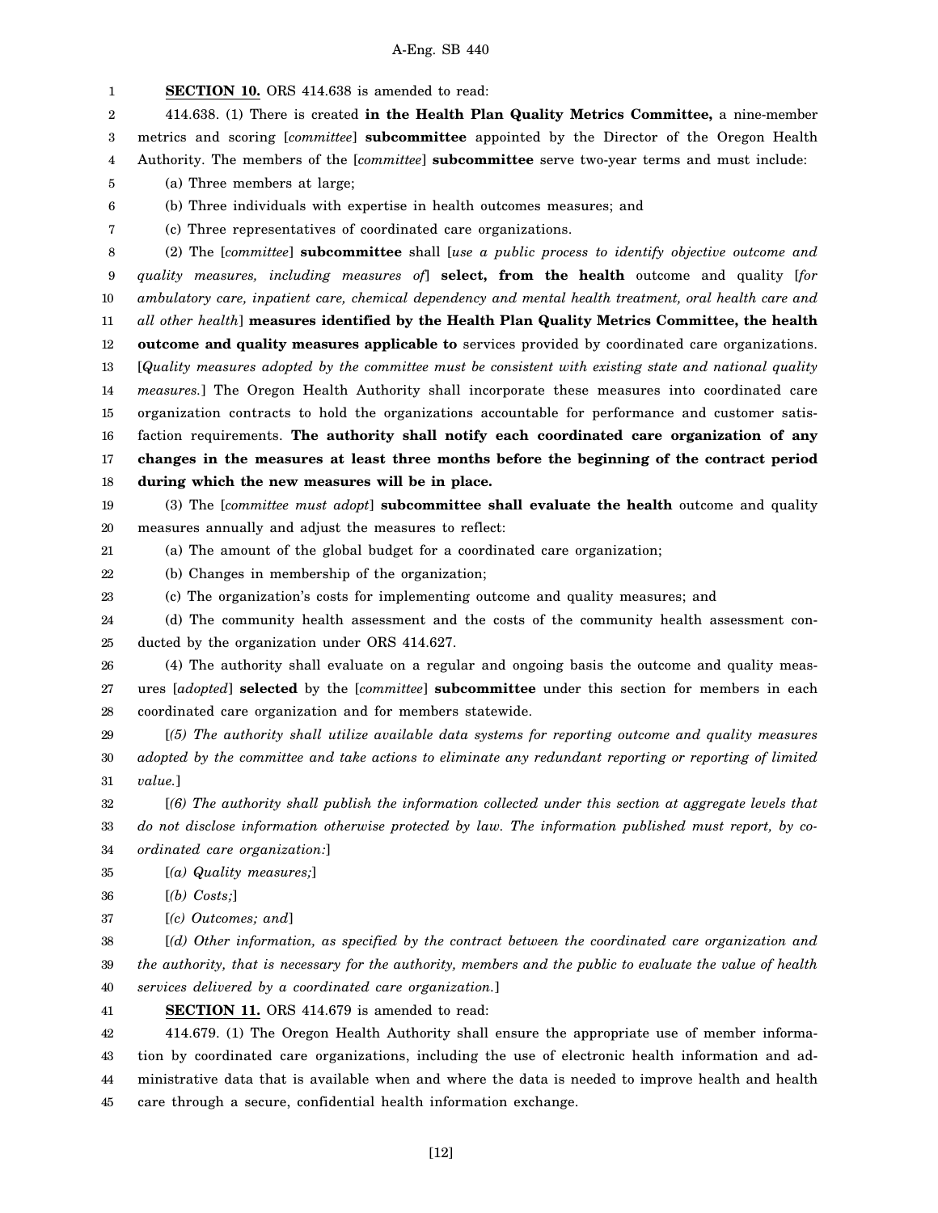**SECTION 10.** ORS 414.638 is amended to read:

414.638. (1) There is created **in the Health Plan Quality Metrics Committee,** a nine-member metrics and scoring [*committee*] **subcommittee** appointed by the Director of the Oregon Health Authority. The members of the [*committee*] **subcommittee** serve two-year terms and must include:

(a) Three members at large;

(b) Three individuals with expertise in health outcomes measures; and

(c) Three representatives of coordinated care organizations.

(2) The [*committee*] **subcommittee** shall [*use a public process to identify objective outcome and quality measures, including measures of*] **select, from the health** outcome and quality [*for ambulatory care, inpatient care, chemical dependency and mental health treatment, oral health care and all other health*] **measures identified by the Health Plan Quality Metrics Committee, the health outcome and quality measures applicable to** services provided by coordinated care organizations. [*Quality measures adopted by the committee must be consistent with existing state and national quality measures.*] The Oregon Health Authority shall incorporate these measures into coordinated care organization contracts to hold the organizations accountable for performance and customer satisfaction requirements. **The authority shall notify each coordinated care organization of any changes in the measures at least three months before the beginning of the contract period during which the new measures will be in place.**

(3) The [*committee must adopt*] **subcommittee shall evaluate the health** outcome and quality measures annually and adjust the measures to reflect:

(a) The amount of the global budget for a coordinated care organization;

(b) Changes in membership of the organization;

(c) The organization's costs for implementing outcome and quality measures; and

(d) The community health assessment and the costs of the community health assessment conducted by the organization under ORS 414.627.

(4) The authority shall evaluate on a regular and ongoing basis the outcome and quality measures [*adopted*] **selected** by the [*committee*] **subcommittee** under this section for members in each coordinated care organization and for members statewide.

[*(5) The authority shall utilize available data systems for reporting outcome and quality measures adopted by the committee and take actions to eliminate any redundant reporting or reporting of limited value.*]

[*(6) The authority shall publish the information collected under this section at aggregate levels that do not disclose information otherwise protected by law. The information published must report, by coordinated care organization:*]

[*(a) Quality measures;*]

[*(b) Costs;*]

[*(c) Outcomes; and*]

[*(d) Other information, as specified by the contract between the coordinated care organization and the authority, that is necessary for the authority, members and the public to evaluate the value of health services delivered by a coordinated care organization.*]

**SECTION 11.** ORS 414.679 is amended to read:

414.679. (1) The Oregon Health Authority shall ensure the appropriate use of member information by coordinated care organizations, including the use of electronic health information and administrative data that is available when and where the data is needed to improve health and health care through a secure, confidential health information exchange.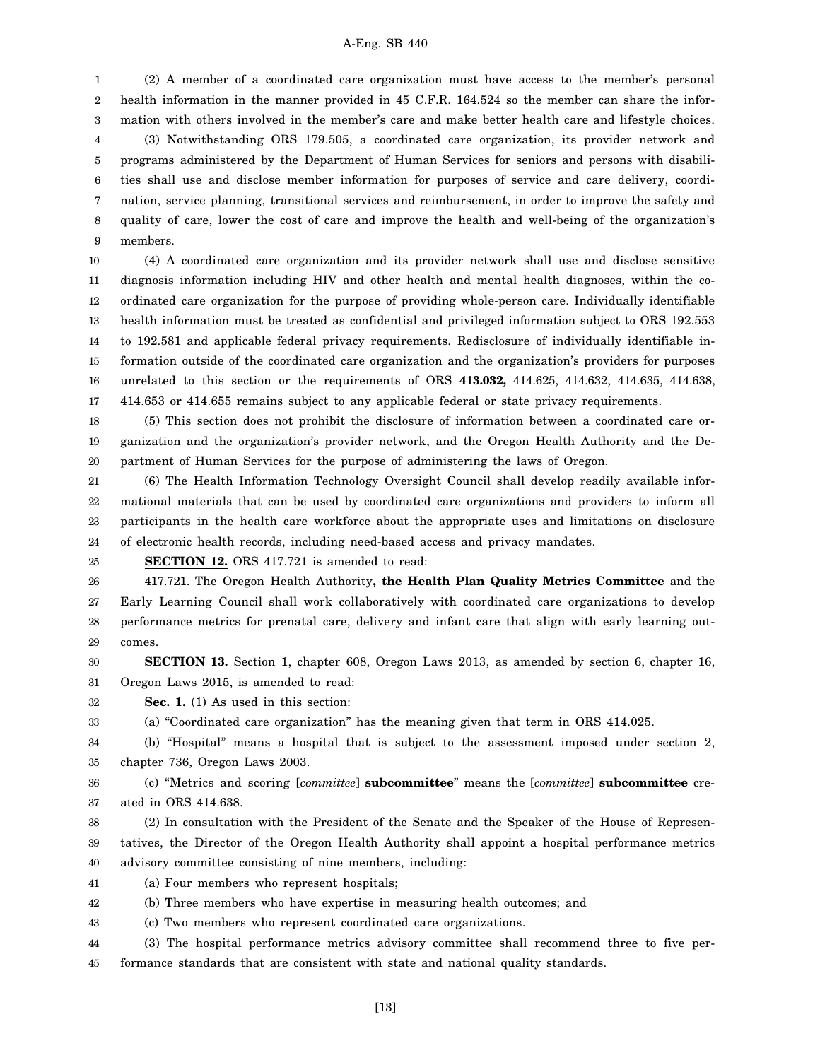(2) A member of a coordinated care organization must have access to the member's personal health information in the manner provided in 45 C.F.R. 164.524 so the member can share the information with others involved in the member's care and make better health care and lifestyle choices.

(3) Notwithstanding ORS 179.505, a coordinated care organization, its provider network and programs administered by the Department of Human Services for seniors and persons with disabilities shall use and disclose member information for purposes of service and care delivery, coordination, service planning, transitional services and reimbursement, in order to improve the safety and quality of care, lower the cost of care and improve the health and well-being of the organization's members.

(4) A coordinated care organization and its provider network shall use and disclose sensitive diagnosis information including HIV and other health and mental health diagnoses, within the coordinated care organization for the purpose of providing whole-person care. Individually identifiable health information must be treated as confidential and privileged information subject to ORS 192.553 to 192.581 and applicable federal privacy requirements. Redisclosure of individually identifiable information outside of the coordinated care organization and the organization's providers for purposes unrelated to this section or the requirements of ORS **413.032,** 414.625, 414.632, 414.635, 414.638, 414.653 or 414.655 remains subject to any applicable federal or state privacy requirements.

(5) This section does not prohibit the disclosure of information between a coordinated care organization and the organization's provider network, and the Oregon Health Authority and the Department of Human Services for the purpose of administering the laws of Oregon.

(6) The Health Information Technology Oversight Council shall develop readily available informational materials that can be used by coordinated care organizations and providers to inform all participants in the health care workforce about the appropriate uses and limitations on disclosure of electronic health records, including need-based access and privacy mandates.

**SECTION 12.** ORS 417.721 is amended to read:

417.721. The Oregon Health Authority**, the Health Plan Quality Metrics Committee** and the Early Learning Council shall work collaboratively with coordinated care organizations to develop performance metrics for prenatal care, delivery and infant care that align with early learning outcomes.

**SECTION 13.** Section 1, chapter 608, Oregon Laws 2013, as amended by section 6, chapter 16, Oregon Laws 2015, is amended to read:

**Sec. 1.** (1) As used in this section:

(a) "Coordinated care organization" has the meaning given that term in ORS 414.025.

(b) "Hospital" means a hospital that is subject to the assessment imposed under section 2, chapter 736, Oregon Laws 2003.

(c) "Metrics and scoring [*committee*] **subcommittee**" means the [*committee*] **subcommittee** created in ORS 414.638.

(2) In consultation with the President of the Senate and the Speaker of the House of Representatives, the Director of the Oregon Health Authority shall appoint a hospital performance metrics advisory committee consisting of nine members, including:

(a) Four members who represent hospitals;

(b) Three members who have expertise in measuring health outcomes; and

(c) Two members who represent coordinated care organizations.

(3) The hospital performance metrics advisory committee shall recommend three to five performance standards that are consistent with state and national quality standards.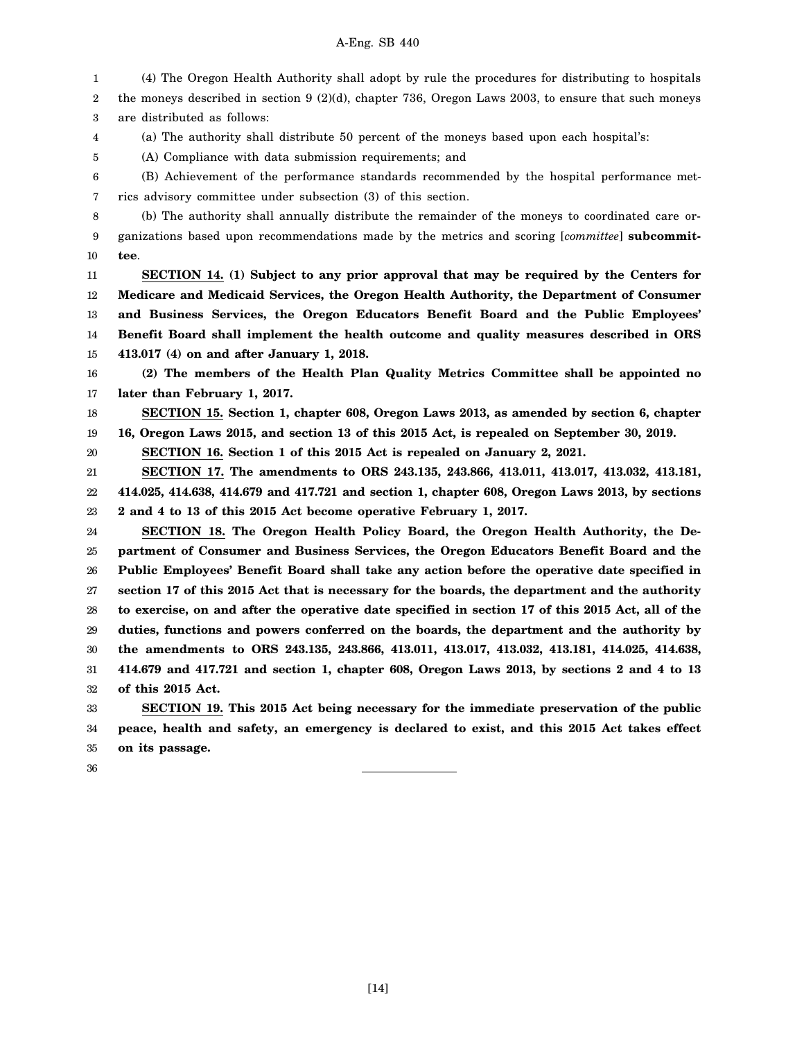(4) The Oregon Health Authority shall adopt by rule the procedures for distributing to hospitals the moneys described in section 9 (2)(d), chapter 736, Oregon Laws 2003, to ensure that such moneys are distributed as follows:

(a) The authority shall distribute 50 percent of the moneys based upon each hospital's:

(A) Compliance with data submission requirements; and

(B) Achievement of the performance standards recommended by the hospital performance metrics advisory committee under subsection (3) of this section.

(b) The authority shall annually distribute the remainder of the moneys to coordinated care organizations based upon recommendations made by the metrics and scoring [*committee*] **subcommittee**.

**SECTION 14. (1) Subject to any prior approval that may be required by the Centers for Medicare and Medicaid Services, the Oregon Health Authority, the Department of Consumer and Business Services, the Oregon Educators Benefit Board and the Public Employees' Benefit Board shall implement the health outcome and quality measures described in ORS 413.017 (4) on and after January 1, 2018.**

**(2) The members of the Health Plan Quality Metrics Committee shall be appointed no later than February 1, 2017.**

**SECTION 15. Section 1, chapter 608, Oregon Laws 2013, as amended by section 6, chapter 16, Oregon Laws 2015, and section 13 of this 2015 Act, is repealed on September 30, 2019.**

**SECTION 16. Section 1 of this 2015 Act is repealed on January 2, 2021.**

**SECTION 17. The amendments to ORS 243.135, 243.866, 413.011, 413.017, 413.032, 413.181, 414.025, 414.638, 414.679 and 417.721 and section 1, chapter 608, Oregon Laws 2013, by sections 2 and 4 to 13 of this 2015 Act become operative February 1, 2017.**

**SECTION 18. The Oregon Health Policy Board, the Oregon Health Authority, the Department of Consumer and Business Services, the Oregon Educators Benefit Board and the Public Employees' Benefit Board shall take any action before the operative date specified in section 17 of this 2015 Act that is necessary for the boards, the department and the authority to exercise, on and after the operative date specified in section 17 of this 2015 Act, all of the duties, functions and powers conferred on the boards, the department and the authority by the amendments to ORS 243.135, 243.866, 413.011, 413.017, 413.032, 413.181, 414.025, 414.638, 414.679 and 417.721 and section 1, chapter 608, Oregon Laws 2013, by sections 2 and 4 to 13 of this 2015 Act.**

**SECTION 19. This 2015 Act being necessary for the immediate preservation of the public peace, health and safety, an emergency is declared to exist, and this 2015 Act takes effect on its passage.**